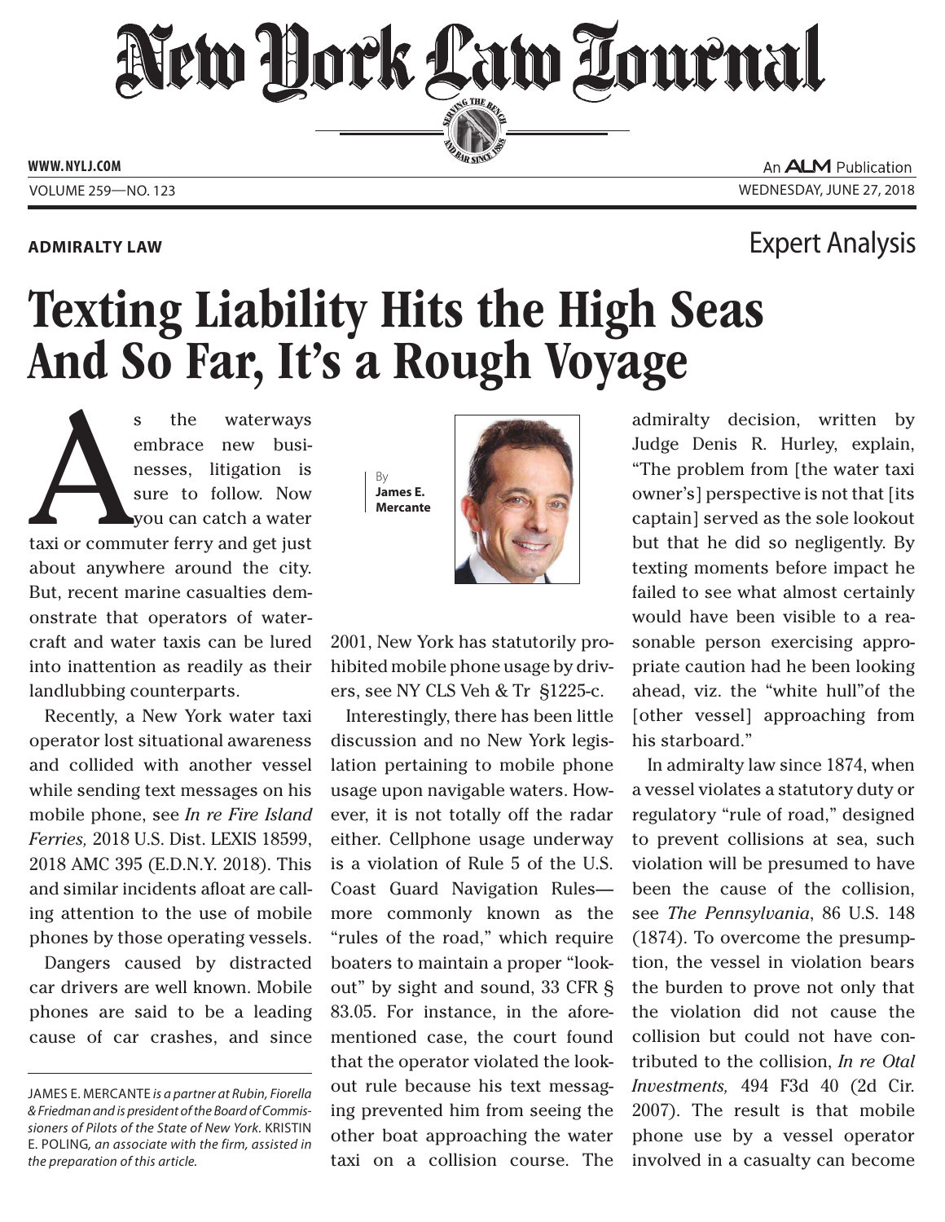ADMIRALTY LAW

Expert Analysis

# Texting Liability Hits the High Seas And So Far, It's a Rough Voyage

By **James E. Mercante**

As the waterways embrace new businesses, litigation is sure to follow. Now you can catch a water taxi or commuter ferry and get just about anywhere around the city. But, recent marine casualties demonstrate that operators of watercraft and water taxis can be lured into inattention as readily as their landlubbing counterparts.

Recently, a New York water taxi operator lost situational awareness and collided with another vessel while sending text messages on his mobile phone, see *In re Fire Island Ferries,* 2018 U.S. Dist. LEXIS 18599, 2018 AMC 395 (E.D.N.Y. 2018). This and similar incidents afloat are calling attention to the use of mobile phones by those operating vessels.

Dangers caused by distracted car drivers are well known. Mobile phones are said to be a leading cause of car crashes, and since 2001, New York has statutorily prohibited mobile phone usage by drivers, see NY CLS Veh & Tr §1225-c.

Interestingly, there has been little discussion and no New York legislation pertaining to mobile phone usage upon navigable waters. However, it is not totally off the radar either. Cellphone usage underway is a violation of Rule 5 of the U.S. Coast Guard Navigation Rules—more commonly known as the "rules of the road," which require boaters to maintain a proper "lookout" by sight and sound, 33 CFR § 83.05. For instance, in the aforementioned case, the court found that the operator violated the lookout rule because his text messaging prevented him from seeing the other boat approaching the water taxi on a collision course. The admiralty decision, written by Judge Denis R. Hurley, explain, "The problem from [the water taxi owner's] perspective is not that [its captain] served as the sole lookout but that he did so negligently. By texting moments before impact he failed to see what almost certainly would have been visible to a reasonable person exercising appropriate caution had he been looking ahead, viz. the "white hull"of the [other vessel] approaching from his starboard."

In admiralty law since 1874, when a vessel violates a statutory duty or regulatory "rule of road," designed to prevent collisions at sea, such violation will be presumed to have been the cause of the collision, see *The Pennsylvania*, 86 U.S. 148 (1874). To overcome the presumption, the vessel in violation bears the burden to prove not only that the violation did not cause the collision but could not have contributed to the collision, *In re Otal Investments,* 494 F3d 40 (2d Cir. 2007). The result is that mobile phone use by a vessel operator involved in a casualty can become

---

JAMES E. MERCANTE *is a partner at Rubin, Fiorella & Friedman and is president of the Board of Commissioners of Pilots of the State of New York.* KRISTIN E. POLING, *an associate with the firm, assisted in the preparation of this article.*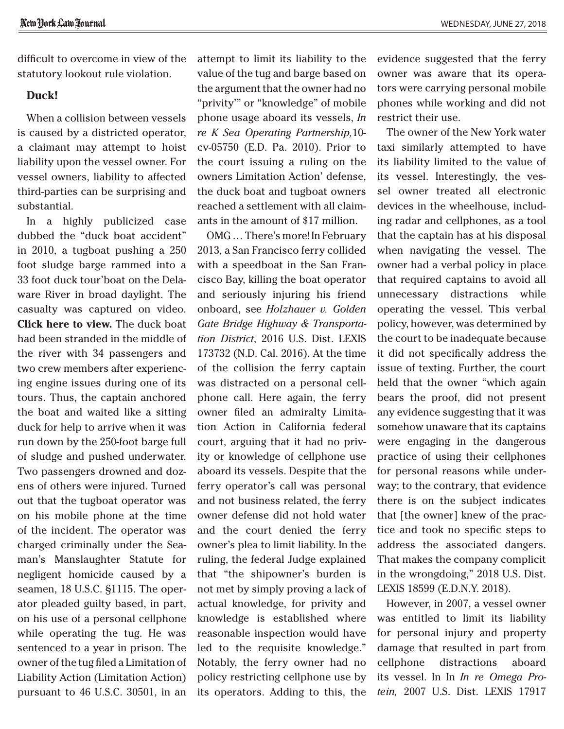difficult to overcome in view of the statutory lookout rule violation.

**Duck!**

When a collision between vessels is caused by a districted operator, a claimant may attempt to hoist liability upon the vessel owner. For vessel owners, liability to affected third-parties can be surprising and substantial.

In a highly publicized case dubbed the "duck boat accident" in 2010, a tugboat pushing a 250 foot sludge barge rammed into a 33 foot duck tour'boat on the Delaware River in broad daylight. The casualty was captured on video. **Click here to view.** The duck boat had been stranded in the middle of the river with 34 passengers and two crew members after experiencing engine issues during one of its tours. Thus, the captain anchored the boat and waited like a sitting duck for help to arrive when it was run down by the 250-foot barge full of sludge and pushed underwater. Two passengers drowned and dozens of others were injured. Turned out that the tugboat operator was on his mobile phone at the time of the incident. The operator was charged criminally under the Seaman's Manslaughter Statute for negligent homicide caused by a seamen, 18 U.S.C. §1115. The operator pleaded guilty based, in part, on his use of a personal cellphone while operating the tug. He was sentenced to a year in prison. The owner of the tug filed a Limitation of Liability Action (Limitation Action) pursuant to 46 U.S.C. 30501, in an attempt to limit its liability to the value of the tug and barge based on the argument that the owner had no "privity'" or "knowledge" of mobile phone usage aboard its vessels, *In re K Sea Operating Partnership,* 10-cv-05750 (E.D. Pa. 2010). Prior to the court issuing a ruling on the owners Limitation Action' defense, the duck boat and tugboat owners reached a settlement with all claimants in the amount of $17 million.

OMG … There's more! In February 2013, a San Francisco ferry collided with a speedboat in the San Francisco Bay, killing the boat operator and seriously injuring his friend onboard, see *Holzhauer v. Golden Gate Bridge Highway & Transportation District*, 2016 U.S. Dist. LEXIS 173732 (N.D. Cal. 2016). At the time of the collision the ferry captain was distracted on a personal cellphone call. Here again, the ferry owner filed an admiralty Limitation Action in California federal court, arguing that it had no privity or knowledge of cellphone use aboard its vessels. Despite that the ferry operator's call was personal and not business related, the ferry owner defense did not hold water and the court denied the ferry owner's plea to limit liability. In the ruling, the federal Judge explained that "the shipowner's burden is not met by simply proving a lack of actual knowledge, for privity and knowledge is established where reasonable inspection would have led to the requisite knowledge." Notably, the ferry owner had no policy restricting cellphone use by its operators. Adding to this, the evidence suggested that the ferry owner was aware that its operators were carrying personal mobile phones while working and did not restrict their use.

The owner of the New York water taxi similarly attempted to have its liability limited to the value of its vessel. Interestingly, the vessel owner treated all electronic devices in the wheelhouse, including radar and cellphones, as a tool that the captain has at his disposal when navigating the vessel. The owner had a verbal policy in place that required captains to avoid all unnecessary distractions while operating the vessel. This verbal policy, however, was determined by the court to be inadequate because it did not specifically address the issue of texting. Further, the court held that the owner "which again bears the proof, did not present any evidence suggesting that it was somehow unaware that its captains were engaging in the dangerous practice of using their cellphones for personal reasons while underway; to the contrary, that evidence there is on the subject indicates that [the owner] knew of the practice and took no specific steps to address the associated dangers. That makes the company complicit in the wrongdoing," 2018 U.S. Dist. LEXIS 18599 (E.D.N.Y. 2018).

However, in 2007, a vessel owner was entitled to limit its liability for personal injury and property damage that resulted in part from cellphone distractions aboard its vessel. In In *In re Omega Protein,* 2007 U.S. Dist. LEXIS 17917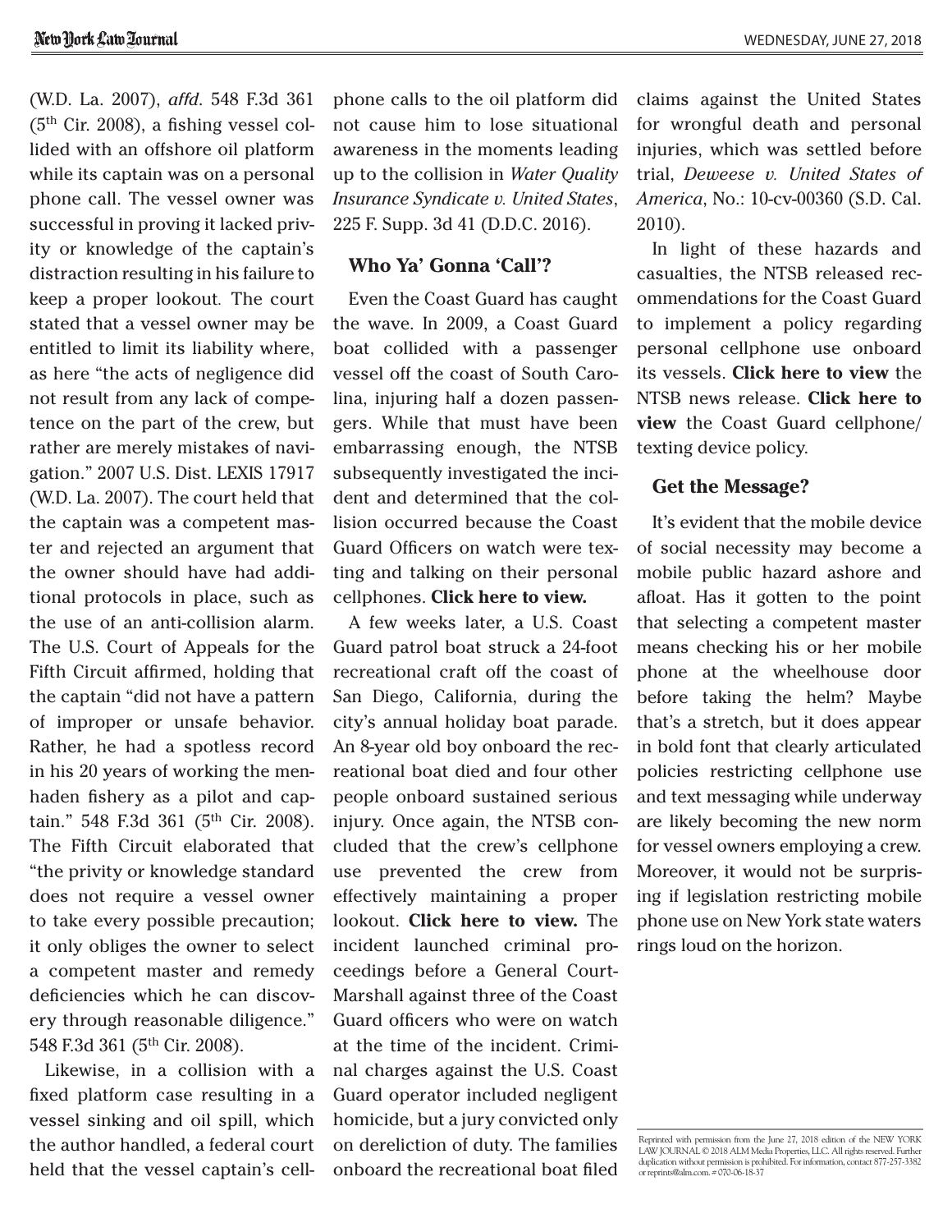(W.D. La. 2007), *affd*. 548 F.3d 361 (5th Cir. 2008), a fishing vessel collided with an offshore oil platform while its captain was on a personal phone call. The vessel owner was successful in proving it lacked privity or knowledge of the captain's distraction resulting in his failure to keep a proper lookout. The court stated that a vessel owner may be entitled to limit its liability where, as here "the acts of negligence did not result from any lack of competence on the part of the crew, but rather are merely mistakes of navigation." 2007 U.S. Dist. LEXIS 17917 (W.D. La. 2007). The court held that the captain was a competent master and rejected an argument that the owner should have had additional protocols in place, such as the use of an anti-collision alarm. The U.S. Court of Appeals for the Fifth Circuit affirmed, holding that the captain "did not have a pattern of improper or unsafe behavior. Rather, he had a spotless record in his 20 years of working the menhaden fishery as a pilot and captain." 548 F.3d 361 (5th Cir. 2008). The Fifth Circuit elaborated that "the privity or knowledge standard does not require a vessel owner to take every possible precaution; it only obliges the owner to select a competent master and remedy deficiencies which he can discovery through reasonable diligence." 548 F.3d 361 (5th Cir. 2008).

Likewise, in a collision with a fixed platform case resulting in a vessel sinking and oil spill, which the author handled, a federal court held that the vessel captain's cellphone calls to the oil platform did not cause him to lose situational awareness in the moments leading up to the collision in *Water Quality Insurance Syndicate v. United States*, 225 F. Supp. 3d 41 (D.D.C. 2016).

## Who Ya' Gonna 'Call'?

Even the Coast Guard has caught the wave. In 2009, a Coast Guard boat collided with a passenger vessel off the coast of South Carolina, injuring half a dozen passengers. While that must have been embarrassing enough, the NTSB subsequently investigated the incident and determined that the collision occurred because the Coast Guard Officers on watch were texting and talking on their personal cellphones. **Click here to view.**

A few weeks later, a U.S. Coast Guard patrol boat struck a 24-foot recreational craft off the coast of San Diego, California, during the city's annual holiday boat parade. An 8-year old boy onboard the recreational boat died and four other people onboard sustained serious injury. Once again, the NTSB concluded that the crew's cellphone use prevented the crew from effectively maintaining a proper lookout. **Click here to view.** The incident launched criminal proceedings before a General Court-Marshall against three of the Coast Guard officers who were on watch at the time of the incident. Criminal charges against the U.S. Coast Guard operator included negligent homicide, but a jury convicted only on dereliction of duty. The families onboard the recreational boat filed claims against the United States for wrongful death and personal injuries, which was settled before trial, *Deweese v. United States of America*, No.: 10-cv-00360 (S.D. Cal. 2010).

In light of these hazards and casualties, the NTSB released recommendations for the Coast Guard to implement a policy regarding personal cellphone use onboard its vessels. **Click here to view** the NTSB news release. **Click here to view** the Coast Guard cellphone/texting device policy.

## Get the Message?

It's evident that the mobile device of social necessity may become a mobile public hazard ashore and afloat. Has it gotten to the point that selecting a competent master means checking his or her mobile phone at the wheelhouse door before taking the helm? Maybe that's a stretch, but it does appear in bold font that clearly articulated policies restricting cellphone use and text messaging while underway are likely becoming the new norm for vessel owners employing a crew. Moreover, it would not be surprising if legislation restricting mobile phone use on New York state waters rings loud on the horizon.

Reprinted with permission from the June 27, 2018 edition of the NEW YORK LAW JOURNAL © 2018 ALM Media Properties, LLC. All rights reserved. Further duplication without permission is prohibited. For information, contact 877-257-3382 or reprints@alm.com. # 070-06-18-37